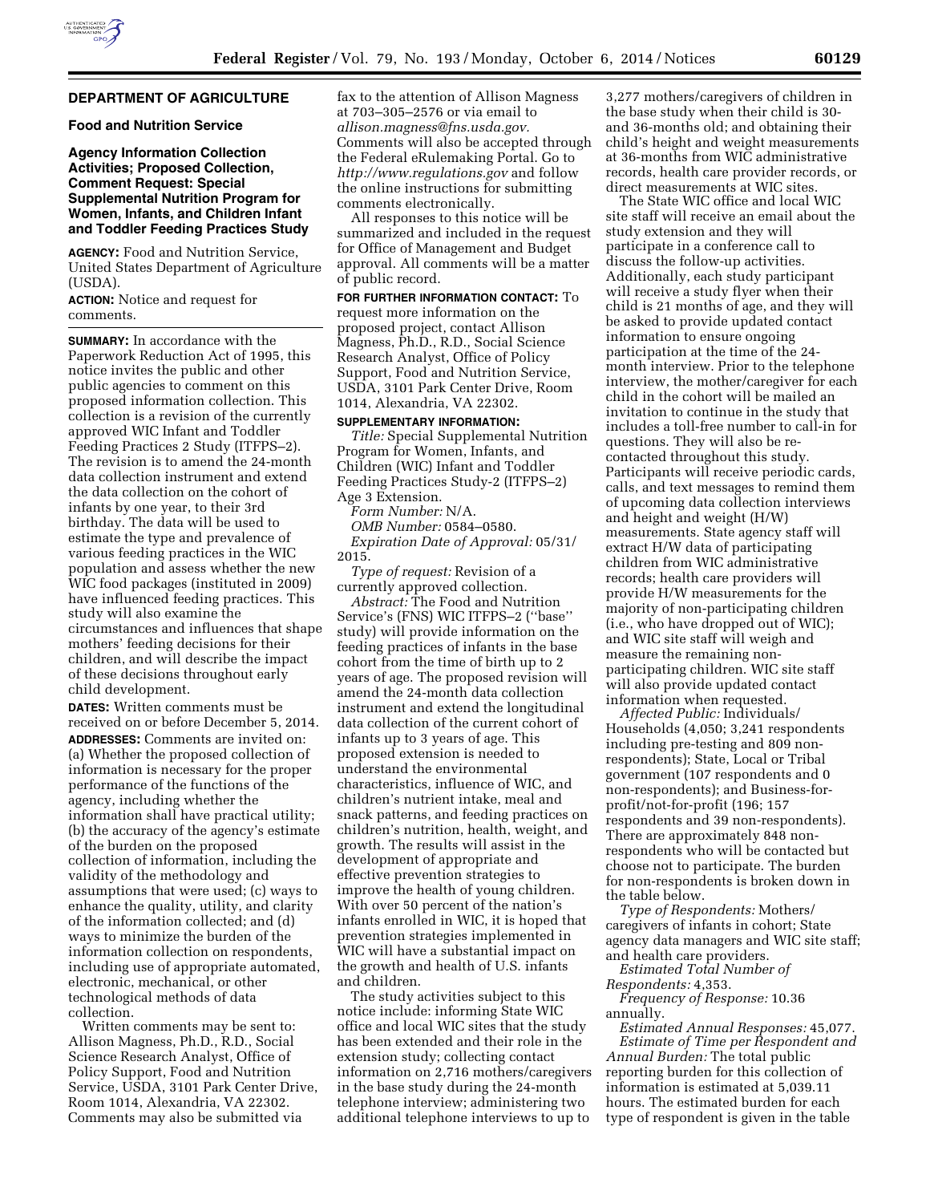## DEPARTMENT OF AGRICULTURE

### Food and Nutrition Service

### Agency Information Collection Activities; Proposed Collection, Comment Request: Special Supplemental Nutrition Program for Women, Infants, and Children Infant and Toddler Feeding Practices Study

**AGENCY:** Food and Nutrition Service, United States Department of Agriculture (USDA).

**ACTION:** Notice and request for comments.

**SUMMARY:** In accordance with the Paperwork Reduction Act of 1995, this notice invites the public and other public agencies to comment on this proposed information collection. This collection is a revision of the currently approved WIC Infant and Toddler Feeding Practices 2 Study (ITFPS–2). The revision is to amend the 24-month data collection instrument and extend the data collection on the cohort of infants by one year, to their 3rd birthday. The data will be used to estimate the type and prevalence of various feeding practices in the WIC population and assess whether the new WIC food packages (instituted in 2009) have influenced feeding practices. This study will also examine the circumstances and influences that shape mothers' feeding decisions for their children, and will describe the impact of these decisions throughout early child development.

**DATES:** Written comments must be received on or before December 5, 2014.

**ADDRESSES:** Comments are invited on: (a) Whether the proposed collection of information is necessary for the proper performance of the functions of the agency, including whether the information shall have practical utility; (b) the accuracy of the agency's estimate of the burden on the proposed collection of information, including the validity of the methodology and assumptions that were used; (c) ways to enhance the quality, utility, and clarity of the information collected; and (d) ways to minimize the burden of the information collection on respondents, including use of appropriate automated, electronic, mechanical, or other technological methods of data collection.

Written comments may be sent to: Allison Magness, Ph.D., R.D., Social Science Research Analyst, Office of Policy Support, Food and Nutrition Service, USDA, 3101 Park Center Drive, Room 1014, Alexandria, VA 22302. Comments may also be submitted via fax to the attention of Allison Magness at 703–305–2576 or via email to *allison.magness@fns.usda.gov.* Comments will also be accepted through the Federal eRulemaking Portal. Go to *http://www.regulations.gov* and follow the online instructions for submitting comments electronically.

All responses to this notice will be summarized and included in the request for Office of Management and Budget approval. All comments will be a matter of public record.

**FOR FURTHER INFORMATION CONTACT:** To request more information on the proposed project, contact Allison Magness, Ph.D., R.D., Social Science Research Analyst, Office of Policy Support, Food and Nutrition Service, USDA, 3101 Park Center Drive, Room 1014, Alexandria, VA 22302.

**SUPPLEMENTARY INFORMATION:**

*Title:* Special Supplemental Nutrition Program for Women, Infants, and Children (WIC) Infant and Toddler Feeding Practices Study-2 (ITFPS–2) Age 3 Extension.

*Form Number:* N/A.

*OMB Number:* 0584–0580.

*Expiration Date of Approval:* 05/31/2015.

*Type of request:* Revision of a currently approved collection.

*Abstract:* The Food and Nutrition Service's (FNS) WIC ITFPS–2 (''base'' study) will provide information on the feeding practices of infants in the base cohort from the time of birth up to 2 years of age. The proposed revision will amend the 24-month data collection instrument and extend the longitudinal data collection of the current cohort of infants up to 3 years of age. This proposed extension is needed to understand the environmental characteristics, influence of WIC, and children's nutrient intake, meal and snack patterns, and feeding practices on children's nutrition, health, weight, and growth. The results will assist in the development of appropriate and effective prevention strategies to improve the health of young children. With over 50 percent of the nation's infants enrolled in WIC, it is hoped that prevention strategies implemented in WIC will have a substantial impact on the growth and health of U.S. infants and children.

The study activities subject to this notice include: informing State WIC office and local WIC sites that the study has been extended and their role in the extension study; collecting contact information on 2,716 mothers/caregivers in the base study during the 24-month telephone interview; administering two additional telephone interviews to up to 3,277 mothers/caregivers of children in the base study when their child is 30- and 36-months old; and obtaining their child's height and weight measurements at 36-months from WIC administrative records, health care provider records, or direct measurements at WIC sites.

The State WIC office and local WIC site staff will receive an email about the study extension and they will participate in a conference call to discuss the follow-up activities. Additionally, each study participant will receive a study flyer when their child is 21 months of age, and they will be asked to provide updated contact information to ensure ongoing participation at the time of the 24-month interview. Prior to the telephone interview, the mother/caregiver for each child in the cohort will be mailed an invitation to continue in the study that includes a toll-free number to call-in for questions. They will also be re-contacted throughout this study. Participants will receive periodic cards, calls, and text messages to remind them of upcoming data collection interviews and height and weight (H/W) measurements. State agency staff will extract H/W data of participating children from WIC administrative records; health care providers will provide H/W measurements for the majority of non-participating children (i.e., who have dropped out of WIC); and WIC site staff will weigh and measure the remaining non-participating children. WIC site staff will also provide updated contact information when requested.

*Affected Public:* Individuals/Households (4,050; 3,241 respondents including pre-testing and 809 non-respondents); State, Local or Tribal government (107 respondents and 0 non-respondents); and Business-for-profit/not-for-profit (196; 157 respondents and 39 non-respondents). There are approximately 848 non-respondents who will be contacted but choose not to participate. The burden for non-respondents is broken down in the table below.

*Type of Respondents:* Mothers/caregivers of infants in cohort; State agency data managers and WIC site staff; and health care providers.

*Estimated Total Number of Respondents:* 4,353.

*Frequency of Response:* 10.36 annually.

*Estimated Annual Responses:* 45,077.

*Estimate of Time per Respondent and Annual Burden:* The total public reporting burden for this collection of information is estimated at 5,039.11 hours. The estimated burden for each type of respondent is given in the table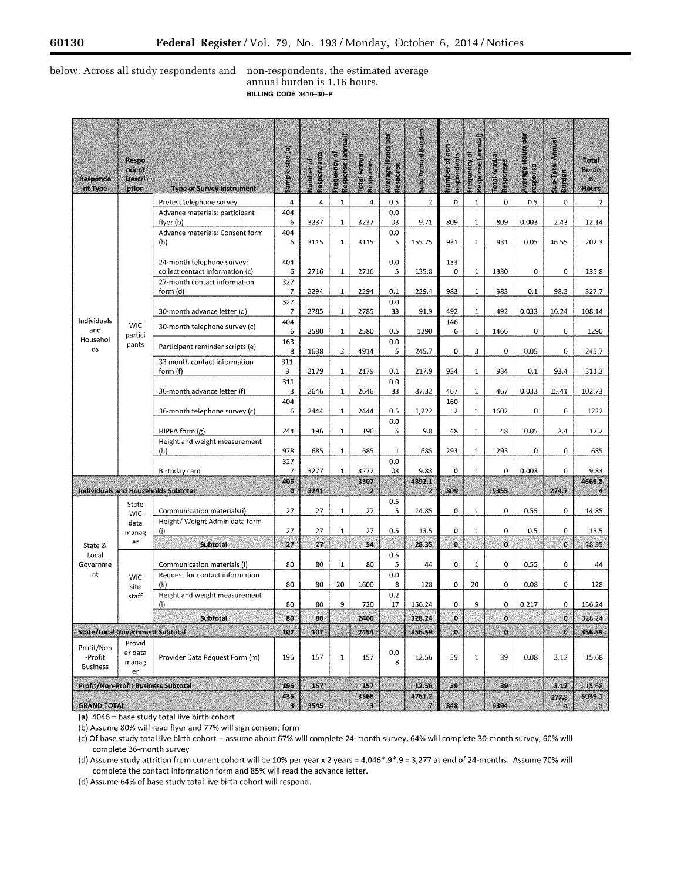below. Across all study respondents and non-respondents, the estimated average annual burden is 1.16 hours.

BILLING CODE 3410–30–P

| Respondent Type | Respondent Description | Type of Survey Instrument | Sample size (a) | Number of Respondents | Frequency of Response (annual) | Total Annual Responses | Average Hours per Response | Sub-Annual Burden | Number of non-respondents | Frequency of Response (annual) | Total Annual Responses | Average Hours per response | Sub-Total Annual Burden | Total Burden Hours |
|---|---|---|---|---|---|---|---|---|---|---|---|---|---|---|
| Individuals and Households | WIC participants | Pretest telephone survey | 4 | 4 | 1 | 4 | 0.5 | 2 | 0 | 1 | 0 | 0.5 | 0 | 2 |
| | | Advance materials: participant flyer (b) | 4046 | 3237 | 1 | 3237 | 0.003 | 9.71 | 809 | 1 | 809 | 0.003 | 2.43 | 12.14 |
| | | Advance materials: Consent form (b) | 4046 | 3115 | 1 | 3115 | 0.05 | 155.75 | 931 | 1 | 931 | 0.05 | 46.55 | 202.3 |
| | | 24-month telephone survey: collect contact information (c) | 4046 | 2716 | 1 | 2716 | 0.05 | 135.8 | 1330 | 1 | 1330 | 0 | 0 | 135.8 |
| | | 27-month contact information form (d) | 3277 | 2294 | 1 | 2294 | 0.1 | 229.4 | 983 | 1 | 983 | 0.1 | 98.3 | 327.7 |
| | | 30-month advance letter (d) | 3277 | 2785 | 1 | 2785 | 0.033 | 91.9 | 492 | 1 | 492 | 0.033 | 16.24 | 108.14 |
| | | 30-month telephone survey (c) | 4046 | 2580 | 1 | 2580 | 0.5 | 1290 | 1466 | 1 | 1466 | 0 | 0 | 1290 |
| | | Participant reminder scripts (e) | 1638 | 1638 | 3 | 4914 | 0.05 | 245.7 | 0 | 3 | 0 | 0.05 | 0 | 245.7 |
| | | 33 month contact information form (f) | 3113 | 2179 | 1 | 2179 | 0.1 | 217.9 | 934 | 1 | 934 | 0.1 | 93.4 | 311.3 |
| | | 36-month advance letter (f) | 3113 | 2646 | 1 | 2646 | 0.033 | 87.32 | 467 | 1 | 467 | 0.033 | 15.41 | 102.73 |
| | | 36-month telephone survey (c) | 4046 | 2444 | 1 | 2444 | 0.5 | 1,222 | 1602 | 1 | 1602 | 0 | 0 | 1222 |
| | | HIPPA form (g) | 244 | 196 | 1 | 196 | 0.05 | 9.8 | 48 | 1 | 48 | 0.05 | 2.4 | 12.2 |
| | | Height and weight measurement (h) | 978 | 685 | 1 | 685 | 1 | 685 | 293 | 1 | 293 | 0 | 0 | 685 |
| | | Birthday card | 3277 | 3277 | 1 | 3277 | 0.003 | 9.83 | 0 | 1 | 0 | 0.003 | 0 | 9.83 |
| **Individuals and Households Subtotal** | | | **4050** | **3241** | | **33072** | | **4392.12** | **809** | | **9355** | | **274.7** | **4666.84** |
| State & Local Government | State WIC data manager | Communication materials(i) | 27 | 27 | 1 | 27 | 0.55 | 14.85 | 0 | 1 | 0 | 0.55 | 0 | 14.85 |
| | | Height/ Weight Admin data form (j) | 27 | 27 | 1 | 27 | 0.5 | 13.5 | 0 | 1 | 0 | 0.5 | 0 | 13.5 |
| | | **Subtotal** | **27** | **27** | | **54** | | **28.35** | **0** | | **0** | | **0** | **28.35** |
| | WIC site staff | Communication materials (i) | 80 | 80 | 1 | 80 | 0.55 | 44 | 0 | 1 | 0 | 0.55 | 0 | 44 |
| | | Request for contact information (k) | 80 | 80 | 20 | 1600 | 0.08 | 128 | 0 | 20 | 0 | 0.08 | 0 | 128 |
| | | Height and weight measurement (l) | 80 | 80 | 9 | 720 | 0.217 | 156.24 | 0 | 9 | 0 | 0.217 | 0 | 156.24 |
| | | **Subtotal** | **80** | **80** | | **2400** | | **328.24** | **0** | | **0** | | **0** | **328.24** |
| **State/Local Government Subtotal** | | | **107** | **107** | | **2454** | | **356.59** | **0** | | **0** | | **0** | **356.59** |
| Profit/Non-Profit Business | Provider data manager | Provider Data Request Form (m) | 196 | 157 | 1 | 157 | 0.08 | 12.56 | 39 | 1 | 39 | 0.08 | 3.12 | 15.68 |
| **Profit/Non-Profit Business Subtotal** | | | **196** | **157** | | **157** | | **12.56** | **39** | | **39** | | **3.12** | **15.68** |
| **GRAND TOTAL** | | | **4353** | **3545** | | **35683** | | **4761.27** | **848** | | **9394** | | **277.84** | **5039.11** |

**(a)** 4046 = base study total live birth cohort

(b) Assume 80% will read flyer and 77% will sign consent form

(c) Of base study total live birth cohort -- assume about 67% will complete 24-month survey, 64% will complete 30-month survey, 60% will complete 36-month survey

(d) Assume study attrition from current cohort will be 10% per year x 2 years = 4,046*.9*.9 = 3,277 at end of 24-months. Assume 70% will complete the contact information form and 85% will read the advance letter.

(d) Assume 64% of base study total live birth cohort will respond.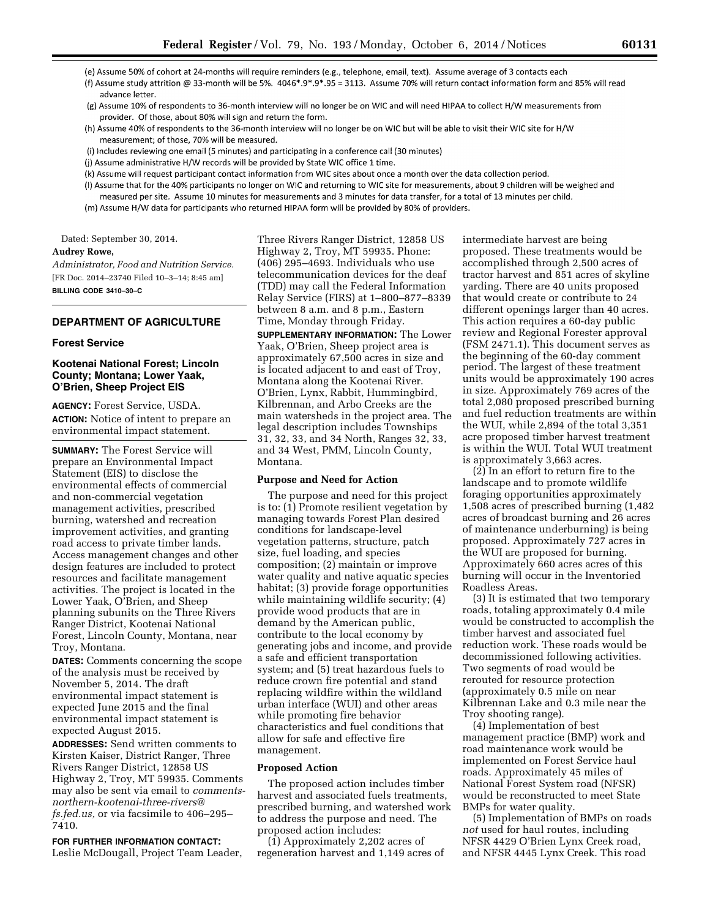(e) Assume 50% of cohort at 24-months will require reminders (e.g., telephone, email, text). Assume average of 3 contacts each

(f) Assume study attrition @ 33-month will be 5%. 4046*.9*.9*.95 = 3113. Assume 70% will return contact information form and 85% will read advance letter.

(g) Assume 10% of respondents to 36-month interview will no longer be on WIC and will need HIPAA to collect H/W measurements from provider. Of those, about 80% will sign and return the form.

(h) Assume 40% of respondents to the 36-month interview will no longer be on WIC but will be able to visit their WIC site for H/W measurement; of those, 70% will be measured.

(i) Includes reviewing one email (5 minutes) and participating in a conference call (30 minutes)

(j) Assume administrative H/W records will be provided by State WIC office 1 time.

(k) Assume will request participant contact information from WIC sites about once a month over the data collection period.

(l) Assume that for the 40% participants no longer on WIC and returning to WIC site for measurements, about 9 children will be weighed and measured per site. Assume 10 minutes for measurements and 3 minutes for data transfer, for a total of 13 minutes per child.

(m) Assume H/W data for participants who returned HIPAA form will be provided by 80% of providers.

Dated: September 30, 2014.

**Audrey Rowe,**

*Administrator, Food and Nutrition Service.*

[FR Doc. 2014–23740 Filed 10–3–14; 8:45 am]

**BILLING CODE 3410–30–C**

## DEPARTMENT OF AGRICULTURE

### Forest Service

### Kootenai National Forest; Lincoln County; Montana; Lower Yaak, O'Brien, Sheep Project EIS

**AGENCY:** Forest Service, USDA.

**ACTION:** Notice of intent to prepare an environmental impact statement.

**SUMMARY:** The Forest Service will prepare an Environmental Impact Statement (EIS) to disclose the environmental effects of commercial and non-commercial vegetation management activities, prescribed burning, watershed and recreation improvement activities, and granting road access to private timber lands. Access management changes and other design features are included to protect resources and facilitate management activities. The project is located in the Lower Yaak, O'Brien, and Sheep planning subunits on the Three Rivers Ranger District, Kootenai National Forest, Lincoln County, Montana, near Troy, Montana.

**DATES:** Comments concerning the scope of the analysis must be received by November 5, 2014. The draft environmental impact statement is expected June 2015 and the final environmental impact statement is expected August 2015.

**ADDRESSES:** Send written comments to Kirsten Kaiser, District Ranger, Three Rivers Ranger District, 12858 US Highway 2, Troy, MT 59935. Comments may also be sent via email to *comments-northern-kootenai-three-rivers@fs.fed.us,* or via facsimile to 406–295–7410.

**FOR FURTHER INFORMATION CONTACT:** Leslie McDougall, Project Team Leader, Three Rivers Ranger District, 12858 US Highway 2, Troy, MT 59935. Phone: (406) 295–4693. Individuals who use telecommunication devices for the deaf (TDD) may call the Federal Information Relay Service (FIRS) at 1–800–877–8339 between 8 a.m. and 8 p.m., Eastern Time, Monday through Friday.

**SUPPLEMENTARY INFORMATION:** The Lower Yaak, O'Brien, Sheep project area is approximately 67,500 acres in size and is located adjacent to and east of Troy, Montana along the Kootenai River. O'Brien, Lynx, Rabbit, Hummingbird, Kilbrennan, and Arbo Creeks are the main watersheds in the project area. The legal description includes Townships 31, 32, 33, and 34 North, Ranges 32, 33, and 34 West, PMM, Lincoln County, Montana.

#### Purpose and Need for Action

The purpose and need for this project is to: (1) Promote resilient vegetation by managing towards Forest Plan desired conditions for landscape-level vegetation patterns, structure, patch size, fuel loading, and species composition; (2) maintain or improve water quality and native aquatic species habitat; (3) provide forage opportunities while maintaining wildlife security; (4) provide wood products that are in demand by the American public, contribute to the local economy by generating jobs and income, and provide a safe and efficient transportation system; and (5) treat hazardous fuels to reduce crown fire potential and stand replacing wildfire within the wildland urban interface (WUI) and other areas while promoting fire behavior characteristics and fuel conditions that allow for safe and effective fire management.

#### Proposed Action

The proposed action includes timber harvest and associated fuels treatments, prescribed burning, and watershed work to address the purpose and need. The proposed action includes:

(1) Approximately 2,202 acres of regeneration harvest and 1,149 acres of intermediate harvest are being proposed. These treatments would be accomplished through 2,500 acres of tractor harvest and 851 acres of skyline yarding. There are 40 units proposed that would create or contribute to 24 different openings larger than 40 acres. This action requires a 60-day public review and Regional Forester approval (FSM 2471.1). This document serves as the beginning of the 60-day comment period. The largest of these treatment units would be approximately 190 acres in size. Approximately 769 acres of the total 2,080 proposed prescribed burning and fuel reduction treatments are within the WUI, while 2,894 of the total 3,351 acre proposed timber harvest treatment is within the WUI. Total WUI treatment is approximately 3,663 acres.

(2) In an effort to return fire to the landscape and to promote wildlife foraging opportunities approximately 1,508 acres of prescribed burning (1,482 acres of broadcast burning and 26 acres of maintenance underburning) is being proposed. Approximately 727 acres in the WUI are proposed for burning. Approximately 660 acres acres of this burning will occur in the Inventoried Roadless Areas.

(3) It is estimated that two temporary roads, totaling approximately 0.4 mile would be constructed to accomplish the timber harvest and associated fuel reduction work. These roads would be decommissioned following activities. Two segments of road would be rerouted for resource protection (approximately 0.5 mile on near Kilbrennan Lake and 0.3 mile near the Troy shooting range).

(4) Implementation of best management practice (BMP) work and road maintenance work would be implemented on Forest Service haul roads. Approximately 45 miles of National Forest System road (NFSR) would be reconstructed to meet State BMPs for water quality.

(5) Implementation of BMPs on roads *not* used for haul routes, including NFSR 4429 O'Brien Lynx Creek road, and NFSR 4445 Lynx Creek. This road